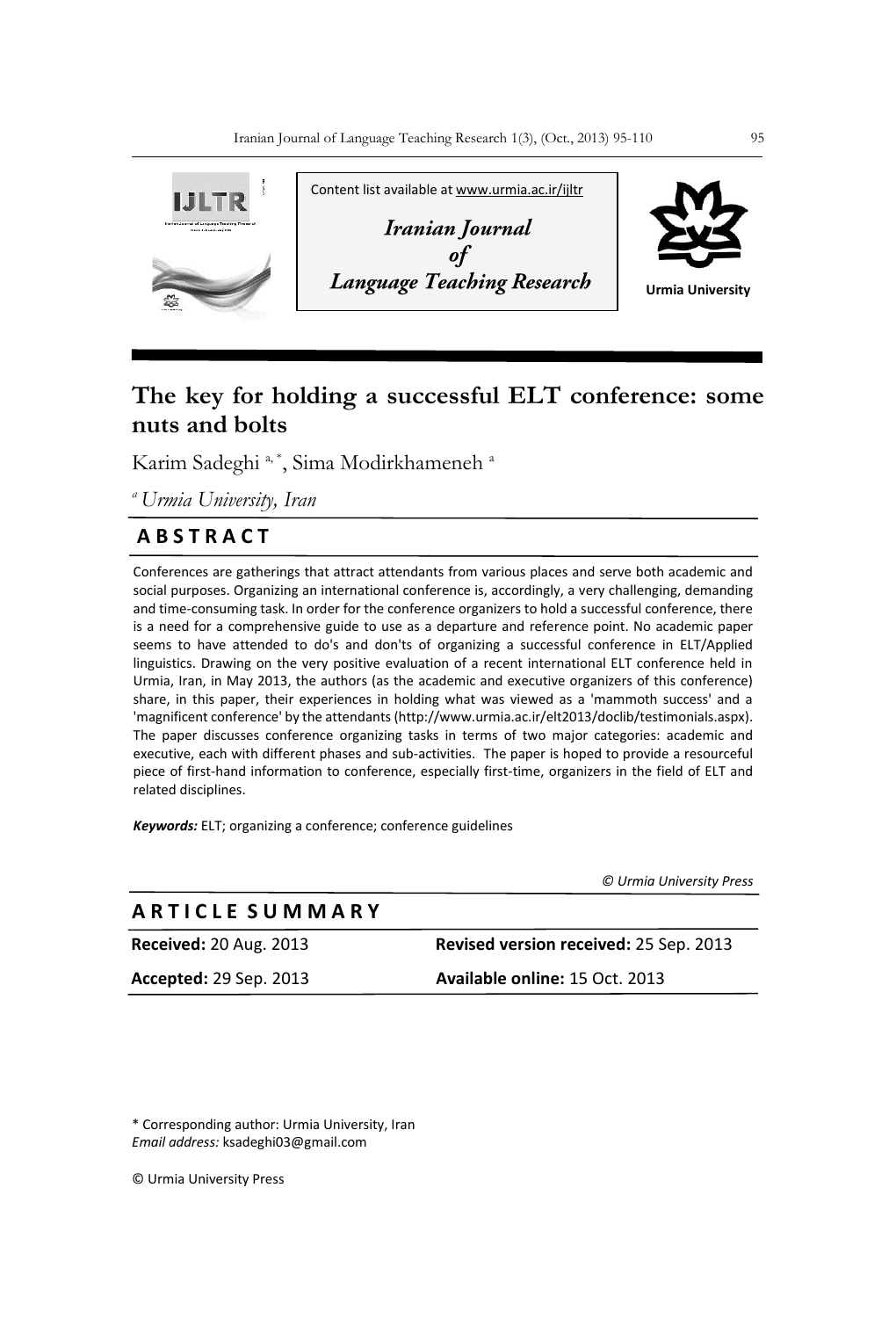Content list available at www.urmia.ac.ir/ijltr

*Iranian Journal of Language Teaching Research*

Urmia University

# The key for holding a successful ELT conference: some nuts and bolts

Karim Sadeghi [a, *], Sima Modirkhameneh [a]

[a] *Urmia University, Iran*

## ABSTRACT

Conferences are gatherings that attract attendants from various places and serve both academic and social purposes. Organizing an international conference is, accordingly, a very challenging, demanding and time-consuming task. In order for the conference organizers to hold a successful conference, there is a need for a comprehensive guide to use as a departure and reference point. No academic paper seems to have attended to do's and don'ts of organizing a successful conference in ELT/Applied linguistics. Drawing on the very positive evaluation of a recent international ELT conference held in Urmia, Iran, in May 2013, the authors (as the academic and executive organizers of this conference) share, in this paper, their experiences in holding what was viewed as a 'mammoth success' and a 'magnificent conference' by the attendants (http://www.urmia.ac.ir/elt2013/doclib/testimonials.aspx). The paper discusses conference organizing tasks in terms of two major categories: academic and executive, each with different phases and sub-activities. The paper is hoped to provide a resourceful piece of first-hand information to conference, especially first-time, organizers in the field of ELT and related disciplines.

***Keywords:*** ELT; organizing a conference; conference guidelines

*© Urmia University Press*

## ARTICLE SUMMARY

**Received:** 20 Aug. 2013

**Revised version received:** 25 Sep. 2013

**Accepted:** 29 Sep. 2013

**Available online:** 15 Oct. 2013

\* Corresponding author: Urmia University, Iran
*Email address:* ksadeghi03@gmail.com

© Urmia University Press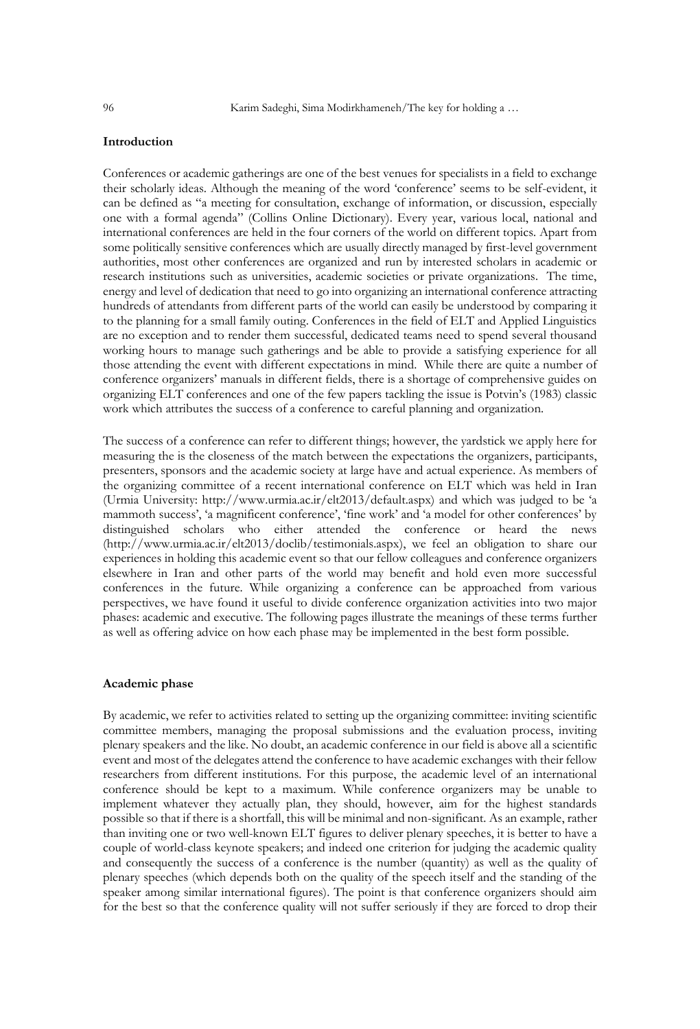## Introduction

Conferences or academic gatherings are one of the best venues for specialists in a field to exchange their scholarly ideas. Although the meaning of the word 'conference' seems to be self-evident, it can be defined as "a meeting for consultation, exchange of information, or discussion, especially one with a formal agenda" (Collins Online Dictionary). Every year, various local, national and international conferences are held in the four corners of the world on different topics. Apart from some politically sensitive conferences which are usually directly managed by first-level government authorities, most other conferences are organized and run by interested scholars in academic or research institutions such as universities, academic societies or private organizations. The time, energy and level of dedication that need to go into organizing an international conference attracting hundreds of attendants from different parts of the world can easily be understood by comparing it to the planning for a small family outing. Conferences in the field of ELT and Applied Linguistics are no exception and to render them successful, dedicated teams need to spend several thousand working hours to manage such gatherings and be able to provide a satisfying experience for all those attending the event with different expectations in mind. While there are quite a number of conference organizers' manuals in different fields, there is a shortage of comprehensive guides on organizing ELT conferences and one of the few papers tackling the issue is Potvin's (1983) classic work which attributes the success of a conference to careful planning and organization.

The success of a conference can refer to different things; however, the yardstick we apply here for measuring the is the closeness of the match between the expectations the organizers, participants, presenters, sponsors and the academic society at large have and actual experience. As members of the organizing committee of a recent international conference on ELT which was held in Iran (Urmia University: http://www.urmia.ac.ir/elt2013/default.aspx) and which was judged to be 'a mammoth success', 'a magnificent conference', 'fine work' and 'a model for other conferences' by distinguished scholars who either attended the conference or heard the news (http://www.urmia.ac.ir/elt2013/doclib/testimonials.aspx), we feel an obligation to share our experiences in holding this academic event so that our fellow colleagues and conference organizers elsewhere in Iran and other parts of the world may benefit and hold even more successful conferences in the future. While organizing a conference can be approached from various perspectives, we have found it useful to divide conference organization activities into two major phases: academic and executive. The following pages illustrate the meanings of these terms further as well as offering advice on how each phase may be implemented in the best form possible.

## Academic phase

By academic, we refer to activities related to setting up the organizing committee: inviting scientific committee members, managing the proposal submissions and the evaluation process, inviting plenary speakers and the like. No doubt, an academic conference in our field is above all a scientific event and most of the delegates attend the conference to have academic exchanges with their fellow researchers from different institutions. For this purpose, the academic level of an international conference should be kept to a maximum. While conference organizers may be unable to implement whatever they actually plan, they should, however, aim for the highest standards possible so that if there is a shortfall, this will be minimal and non-significant. As an example, rather than inviting one or two well-known ELT figures to deliver plenary speeches, it is better to have a couple of world-class keynote speakers; and indeed one criterion for judging the academic quality and consequently the success of a conference is the number (quantity) as well as the quality of plenary speeches (which depends both on the quality of the speech itself and the standing of the speaker among similar international figures). The point is that conference organizers should aim for the best so that the conference quality will not suffer seriously if they are forced to drop their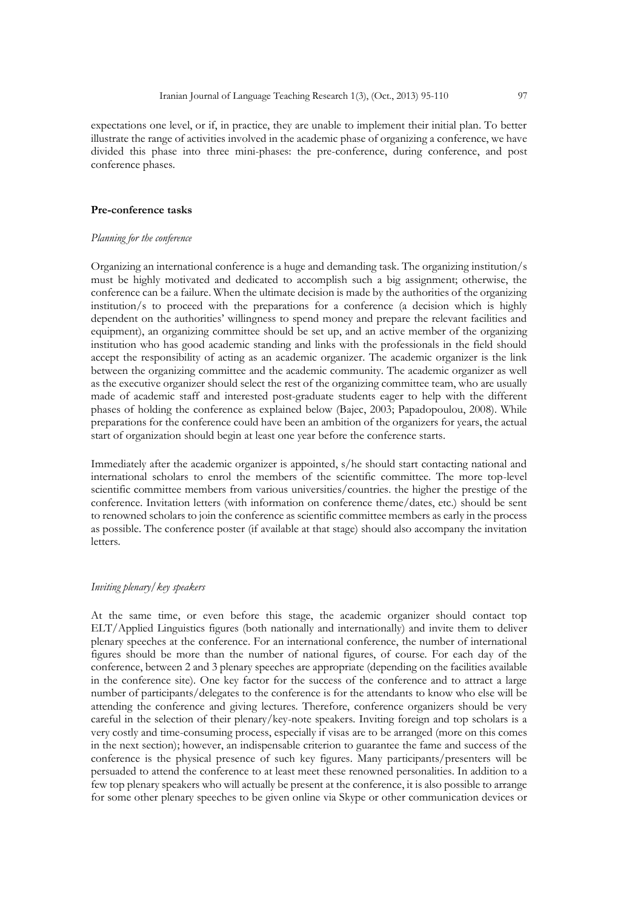expectations one level, or if, in practice, they are unable to implement their initial plan. To better illustrate the range of activities involved in the academic phase of organizing a conference, we have divided this phase into three mini-phases: the pre-conference, during conference, and post conference phases.

### Pre-conference tasks

#### *Planning for the conference*

Organizing an international conference is a huge and demanding task. The organizing institution/s must be highly motivated and dedicated to accomplish such a big assignment; otherwise, the conference can be a failure. When the ultimate decision is made by the authorities of the organizing institution/s to proceed with the preparations for a conference (a decision which is highly dependent on the authorities' willingness to spend money and prepare the relevant facilities and equipment), an organizing committee should be set up, and an active member of the organizing institution who has good academic standing and links with the professionals in the field should accept the responsibility of acting as an academic organizer. The academic organizer is the link between the organizing committee and the academic community. The academic organizer as well as the executive organizer should select the rest of the organizing committee team, who are usually made of academic staff and interested post-graduate students eager to help with the different phases of holding the conference as explained below (Bajec, 2003; Papadopoulou, 2008). While preparations for the conference could have been an ambition of the organizers for years, the actual start of organization should begin at least one year before the conference starts.

Immediately after the academic organizer is appointed, s/he should start contacting national and international scholars to enrol the members of the scientific committee. The more top-level scientific committee members from various universities/countries. the higher the prestige of the conference. Invitation letters (with information on conference theme/dates, etc.) should be sent to renowned scholars to join the conference as scientific committee members as early in the process as possible. The conference poster (if available at that stage) should also accompany the invitation letters.

#### *Inviting plenary/key speakers*

At the same time, or even before this stage, the academic organizer should contact top ELT/Applied Linguistics figures (both nationally and internationally) and invite them to deliver plenary speeches at the conference. For an international conference, the number of international figures should be more than the number of national figures, of course. For each day of the conference, between 2 and 3 plenary speeches are appropriate (depending on the facilities available in the conference site). One key factor for the success of the conference and to attract a large number of participants/delegates to the conference is for the attendants to know who else will be attending the conference and giving lectures. Therefore, conference organizers should be very careful in the selection of their plenary/key-note speakers. Inviting foreign and top scholars is a very costly and time-consuming process, especially if visas are to be arranged (more on this comes in the next section); however, an indispensable criterion to guarantee the fame and success of the conference is the physical presence of such key figures. Many participants/presenters will be persuaded to attend the conference to at least meet these renowned personalities. In addition to a few top plenary speakers who will actually be present at the conference, it is also possible to arrange for some other plenary speeches to be given online via Skype or other communication devices or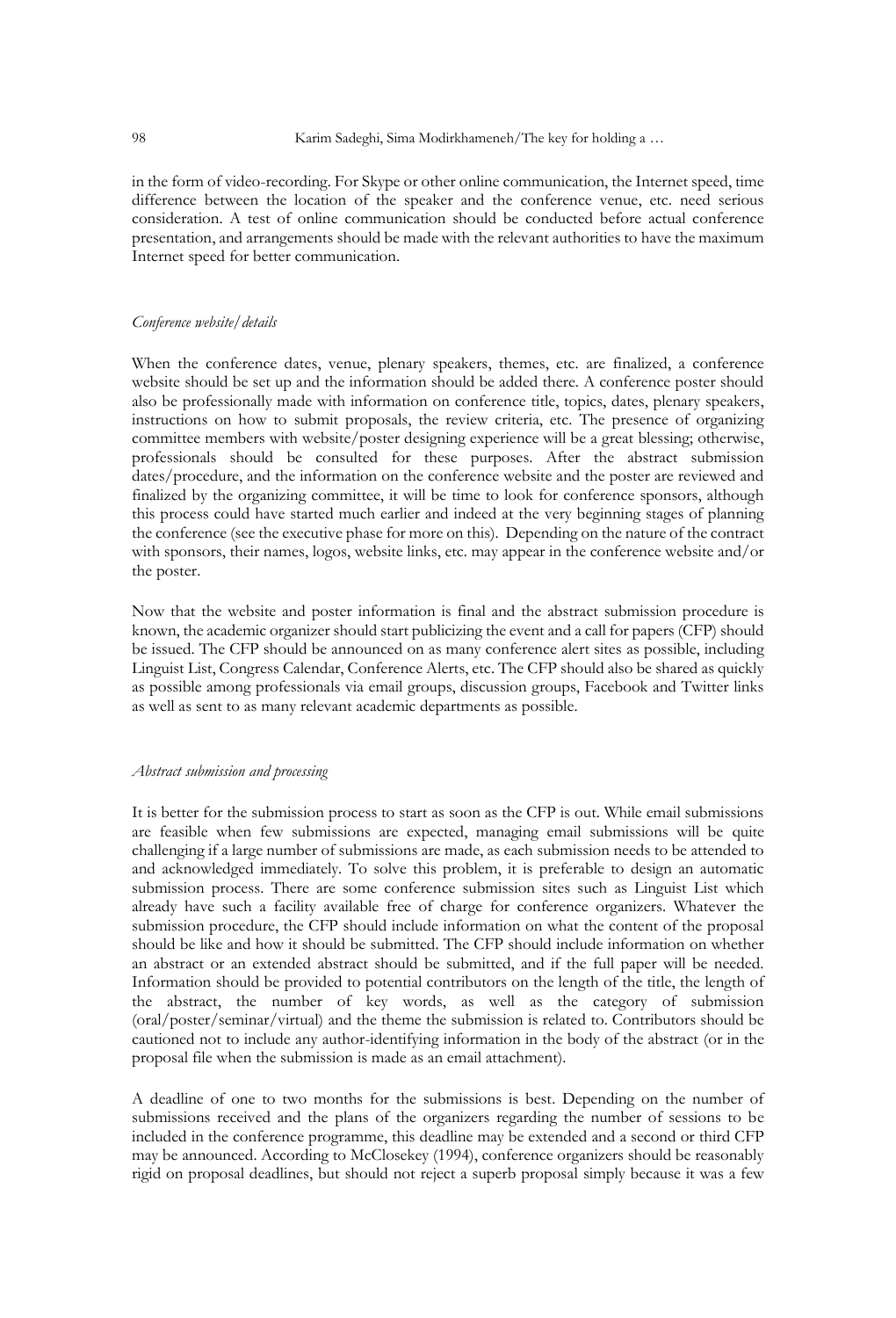in the form of video-recording. For Skype or other online communication, the Internet speed, time difference between the location of the speaker and the conference venue, etc. need serious consideration. A test of online communication should be conducted before actual conference presentation, and arrangements should be made with the relevant authorities to have the maximum Internet speed for better communication.

*Conference website/details*

When the conference dates, venue, plenary speakers, themes, etc. are finalized, a conference website should be set up and the information should be added there. A conference poster should also be professionally made with information on conference title, topics, dates, plenary speakers, instructions on how to submit proposals, the review criteria, etc. The presence of organizing committee members with website/poster designing experience will be a great blessing; otherwise, professionals should be consulted for these purposes. After the abstract submission dates/procedure, and the information on the conference website and the poster are reviewed and finalized by the organizing committee, it will be time to look for conference sponsors, although this process could have started much earlier and indeed at the very beginning stages of planning the conference (see the executive phase for more on this). Depending on the nature of the contract with sponsors, their names, logos, website links, etc. may appear in the conference website and/or the poster.

Now that the website and poster information is final and the abstract submission procedure is known, the academic organizer should start publicizing the event and a call for papers (CFP) should be issued. The CFP should be announced on as many conference alert sites as possible, including Linguist List, Congress Calendar, Conference Alerts, etc. The CFP should also be shared as quickly as possible among professionals via email groups, discussion groups, Facebook and Twitter links as well as sent to as many relevant academic departments as possible.

*Abstract submission and processing*

It is better for the submission process to start as soon as the CFP is out. While email submissions are feasible when few submissions are expected, managing email submissions will be quite challenging if a large number of submissions are made, as each submission needs to be attended to and acknowledged immediately. To solve this problem, it is preferable to design an automatic submission process. There are some conference submission sites such as Linguist List which already have such a facility available free of charge for conference organizers. Whatever the submission procedure, the CFP should include information on what the content of the proposal should be like and how it should be submitted. The CFP should include information on whether an abstract or an extended abstract should be submitted, and if the full paper will be needed. Information should be provided to potential contributors on the length of the title, the length of the abstract, the number of key words, as well as the category of submission (oral/poster/seminar/virtual) and the theme the submission is related to. Contributors should be cautioned not to include any author-identifying information in the body of the abstract (or in the proposal file when the submission is made as an email attachment).

A deadline of one to two months for the submissions is best. Depending on the number of submissions received and the plans of the organizers regarding the number of sessions to be included in the conference programme, this deadline may be extended and a second or third CFP may be announced. According to McClosekey (1994), conference organizers should be reasonably rigid on proposal deadlines, but should not reject a superb proposal simply because it was a few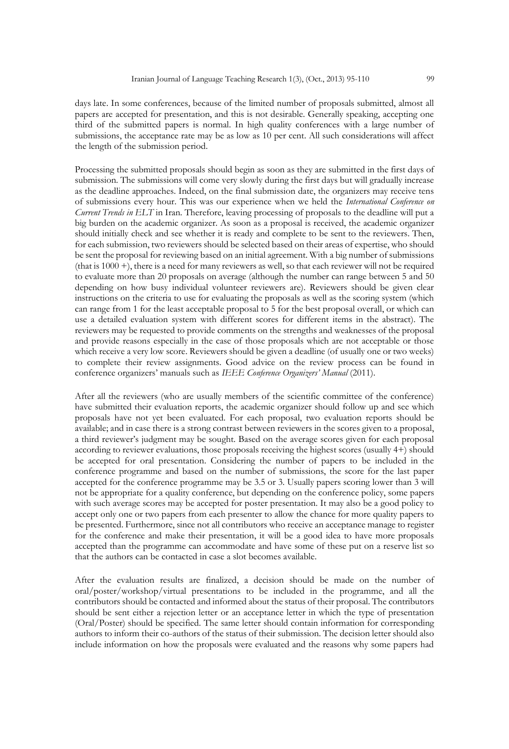days late. In some conferences, because of the limited number of proposals submitted, almost all papers are accepted for presentation, and this is not desirable. Generally speaking, accepting one third of the submitted papers is normal. In high quality conferences with a large number of submissions, the acceptance rate may be as low as 10 per cent. All such considerations will affect the length of the submission period.

Processing the submitted proposals should begin as soon as they are submitted in the first days of submission. The submissions will come very slowly during the first days but will gradually increase as the deadline approaches. Indeed, on the final submission date, the organizers may receive tens of submissions every hour. This was our experience when we held the *International Conference on Current Trends in ELT* in Iran. Therefore, leaving processing of proposals to the deadline will put a big burden on the academic organizer. As soon as a proposal is received, the academic organizer should initially check and see whether it is ready and complete to be sent to the reviewers. Then, for each submission, two reviewers should be selected based on their areas of expertise, who should be sent the proposal for reviewing based on an initial agreement. With a big number of submissions (that is 1000 +), there is a need for many reviewers as well, so that each reviewer will not be required to evaluate more than 20 proposals on average (although the number can range between 5 and 50 depending on how busy individual volunteer reviewers are). Reviewers should be given clear instructions on the criteria to use for evaluating the proposals as well as the scoring system (which can range from 1 for the least acceptable proposal to 5 for the best proposal overall, or which can use a detailed evaluation system with different scores for different items in the abstract). The reviewers may be requested to provide comments on the strengths and weaknesses of the proposal and provide reasons especially in the case of those proposals which are not acceptable or those which receive a very low score. Reviewers should be given a deadline (of usually one or two weeks) to complete their review assignments. Good advice on the review process can be found in conference organizers' manuals such as *IEEE Conference Organizers' Manual* (2011).

After all the reviewers (who are usually members of the scientific committee of the conference) have submitted their evaluation reports, the academic organizer should follow up and see which proposals have not yet been evaluated. For each proposal, two evaluation reports should be available; and in case there is a strong contrast between reviewers in the scores given to a proposal, a third reviewer's judgment may be sought. Based on the average scores given for each proposal according to reviewer evaluations, those proposals receiving the highest scores (usually 4+) should be accepted for oral presentation. Considering the number of papers to be included in the conference programme and based on the number of submissions, the score for the last paper accepted for the conference programme may be 3.5 or 3. Usually papers scoring lower than 3 will not be appropriate for a quality conference, but depending on the conference policy, some papers with such average scores may be accepted for poster presentation. It may also be a good policy to accept only one or two papers from each presenter to allow the chance for more quality papers to be presented. Furthermore, since not all contributors who receive an acceptance manage to register for the conference and make their presentation, it will be a good idea to have more proposals accepted than the programme can accommodate and have some of these put on a reserve list so that the authors can be contacted in case a slot becomes available.

After the evaluation results are finalized, a decision should be made on the number of oral/poster/workshop/virtual presentations to be included in the programme, and all the contributors should be contacted and informed about the status of their proposal. The contributors should be sent either a rejection letter or an acceptance letter in which the type of presentation (Oral/Poster) should be specified. The same letter should contain information for corresponding authors to inform their co-authors of the status of their submission. The decision letter should also include information on how the proposals were evaluated and the reasons why some papers had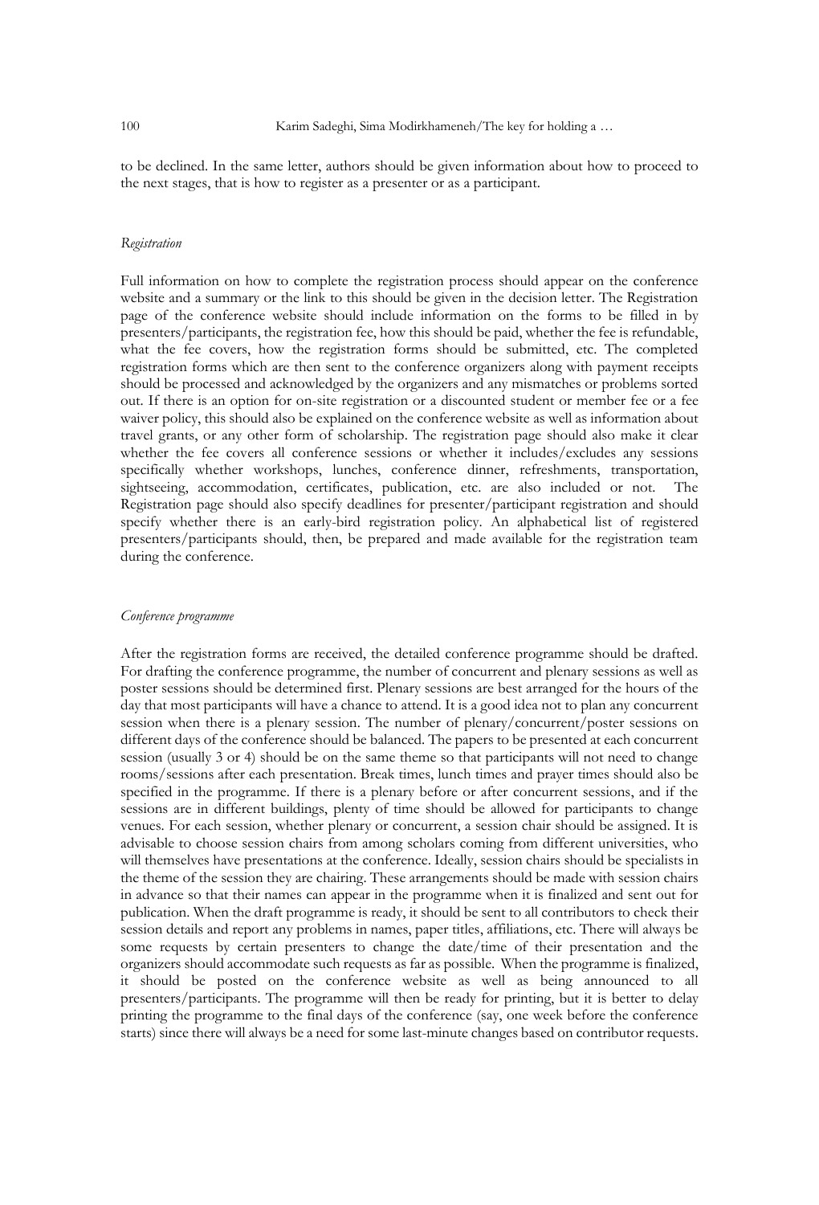to be declined. In the same letter, authors should be given information about how to proceed to the next stages, that is how to register as a presenter or as a participant.

### *Registration*

Full information on how to complete the registration process should appear on the conference website and a summary or the link to this should be given in the decision letter. The Registration page of the conference website should include information on the forms to be filled in by presenters/participants, the registration fee, how this should be paid, whether the fee is refundable, what the fee covers, how the registration forms should be submitted, etc. The completed registration forms which are then sent to the conference organizers along with payment receipts should be processed and acknowledged by the organizers and any mismatches or problems sorted out. If there is an option for on-site registration or a discounted student or member fee or a fee waiver policy, this should also be explained on the conference website as well as information about travel grants, or any other form of scholarship. The registration page should also make it clear whether the fee covers all conference sessions or whether it includes/excludes any sessions specifically whether workshops, lunches, conference dinner, refreshments, transportation, sightseeing, accommodation, certificates, publication, etc. are also included or not. The Registration page should also specify deadlines for presenter/participant registration and should specify whether there is an early-bird registration policy. An alphabetical list of registered presenters/participants should, then, be prepared and made available for the registration team during the conference.

### *Conference programme*

After the registration forms are received, the detailed conference programme should be drafted. For drafting the conference programme, the number of concurrent and plenary sessions as well as poster sessions should be determined first. Plenary sessions are best arranged for the hours of the day that most participants will have a chance to attend. It is a good idea not to plan any concurrent session when there is a plenary session. The number of plenary/concurrent/poster sessions on different days of the conference should be balanced. The papers to be presented at each concurrent session (usually 3 or 4) should be on the same theme so that participants will not need to change rooms/sessions after each presentation. Break times, lunch times and prayer times should also be specified in the programme. If there is a plenary before or after concurrent sessions, and if the sessions are in different buildings, plenty of time should be allowed for participants to change venues. For each session, whether plenary or concurrent, a session chair should be assigned. It is advisable to choose session chairs from among scholars coming from different universities, who will themselves have presentations at the conference. Ideally, session chairs should be specialists in the theme of the session they are chairing. These arrangements should be made with session chairs in advance so that their names can appear in the programme when it is finalized and sent out for publication. When the draft programme is ready, it should be sent to all contributors to check their session details and report any problems in names, paper titles, affiliations, etc. There will always be some requests by certain presenters to change the date/time of their presentation and the organizers should accommodate such requests as far as possible. When the programme is finalized, it should be posted on the conference website as well as being announced to all presenters/participants. The programme will then be ready for printing, but it is better to delay printing the programme to the final days of the conference (say, one week before the conference starts) since there will always be a need for some last-minute changes based on contributor requests.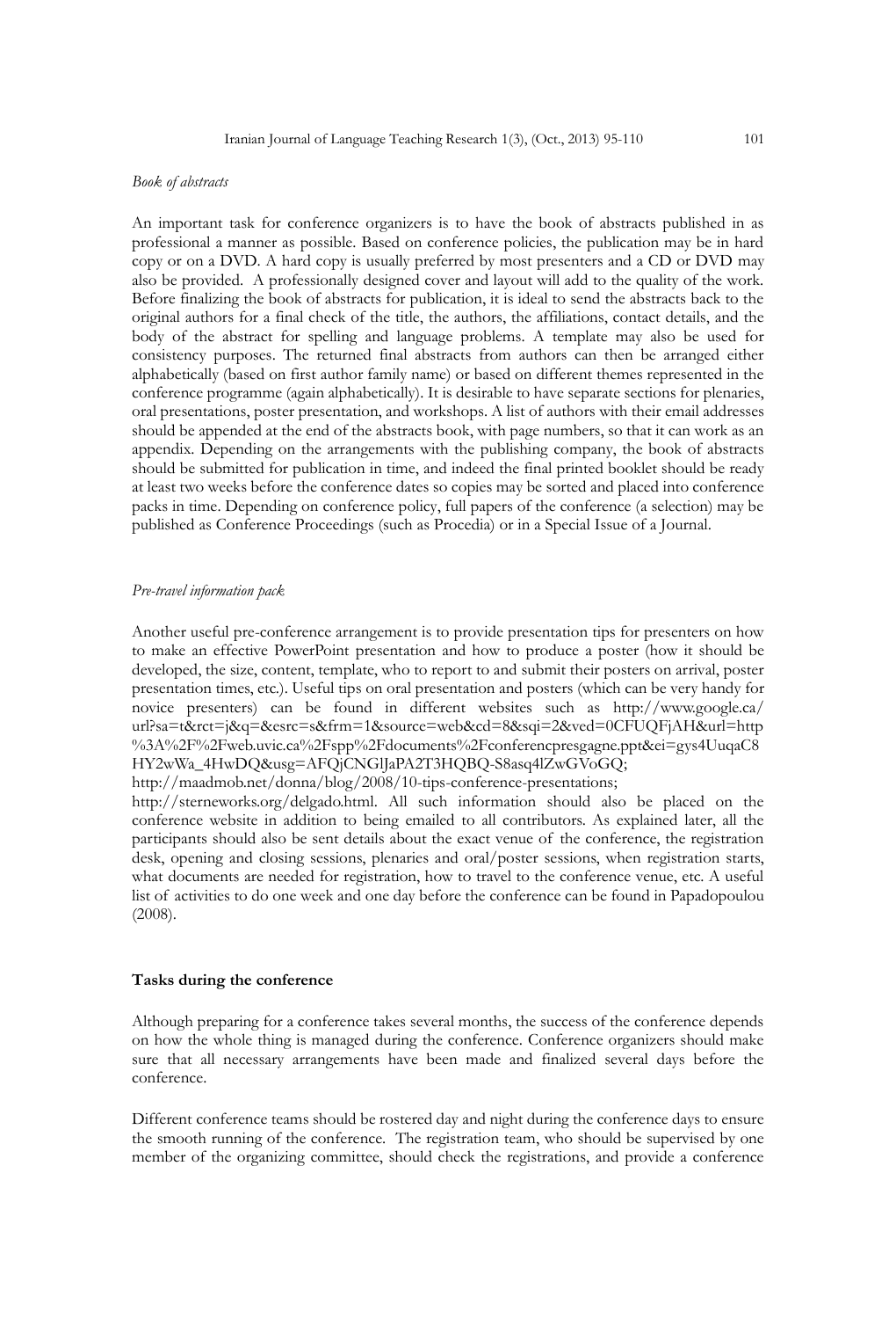*Book of abstracts*

An important task for conference organizers is to have the book of abstracts published in as professional a manner as possible. Based on conference policies, the publication may be in hard copy or on a DVD. A hard copy is usually preferred by most presenters and a CD or DVD may also be provided. A professionally designed cover and layout will add to the quality of the work. Before finalizing the book of abstracts for publication, it is ideal to send the abstracts back to the original authors for a final check of the title, the authors, the affiliations, contact details, and the body of the abstract for spelling and language problems. A template may also be used for consistency purposes. The returned final abstracts from authors can then be arranged either alphabetically (based on first author family name) or based on different themes represented in the conference programme (again alphabetically). It is desirable to have separate sections for plenaries, oral presentations, poster presentation, and workshops. A list of authors with their email addresses should be appended at the end of the abstracts book, with page numbers, so that it can work as an appendix. Depending on the arrangements with the publishing company, the book of abstracts should be submitted for publication in time, and indeed the final printed booklet should be ready at least two weeks before the conference dates so copies may be sorted and placed into conference packs in time. Depending on conference policy, full papers of the conference (a selection) may be published as Conference Proceedings (such as Procedia) or in a Special Issue of a Journal.

*Pre-travel information pack*

Another useful pre-conference arrangement is to provide presentation tips for presenters on how to make an effective PowerPoint presentation and how to produce a poster (how it should be developed, the size, content, template, who to report to and submit their posters on arrival, poster presentation times, etc.). Useful tips on oral presentation and posters (which can be very handy for novice presenters) can be found in different websites such as http://www.google.ca/url?sa=t&rct=j&q=&esrc=s&frm=1&source=web&cd=8&sqi=2&ved=0CFUQFjAH&url=http%3A%2F%2Fweb.uvic.ca%2Fspp%2Fdocuments%2Fconferencpresgagne.ppt&ei=gys4UuqaC8HY2wWa_4HwDQ&usg=AFQjCNGlJaPA2T3HQBQ-S8asq4lZwGVoGQ;
http://maadmob.net/donna/blog/2008/10-tips-conference-presentations;
http://sterneworks.org/delgado.html. All such information should also be placed on the conference website in addition to being emailed to all contributors. As explained later, all the participants should also be sent details about the exact venue of the conference, the registration desk, opening and closing sessions, plenaries and oral/poster sessions, when registration starts, what documents are needed for registration, how to travel to the conference venue, etc. A useful list of activities to do one week and one day before the conference can be found in Papadopoulou (2008).

## Tasks during the conference

Although preparing for a conference takes several months, the success of the conference depends on how the whole thing is managed during the conference. Conference organizers should make sure that all necessary arrangements have been made and finalized several days before the conference.

Different conference teams should be rostered day and night during the conference days to ensure the smooth running of the conference. The registration team, who should be supervised by one member of the organizing committee, should check the registrations, and provide a conference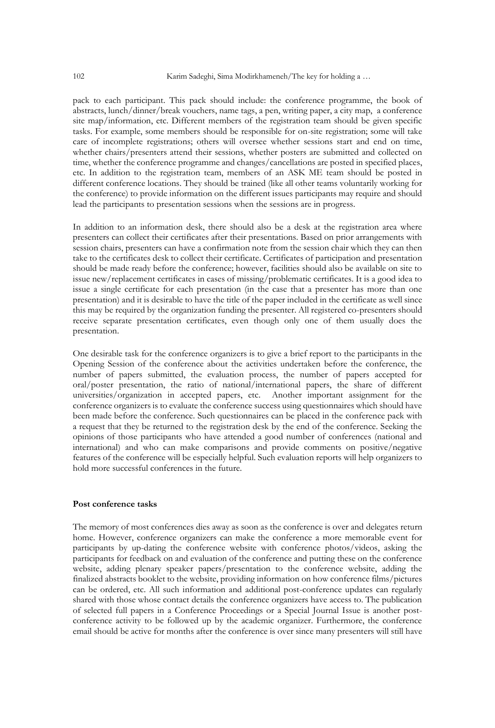pack to each participant. This pack should include: the conference programme, the book of abstracts, lunch/dinner/break vouchers, name tags, a pen, writing paper, a city map, a conference site map/information, etc. Different members of the registration team should be given specific tasks. For example, some members should be responsible for on-site registration; some will take care of incomplete registrations; others will oversee whether sessions start and end on time, whether chairs/presenters attend their sessions, whether posters are submitted and collected on time, whether the conference programme and changes/cancellations are posted in specified places, etc. In addition to the registration team, members of an ASK ME team should be posted in different conference locations. They should be trained (like all other teams voluntarily working for the conference) to provide information on the different issues participants may require and should lead the participants to presentation sessions when the sessions are in progress.

In addition to an information desk, there should also be a desk at the registration area where presenters can collect their certificates after their presentations. Based on prior arrangements with session chairs, presenters can have a confirmation note from the session chair which they can then take to the certificates desk to collect their certificate. Certificates of participation and presentation should be made ready before the conference; however, facilities should also be available on site to issue new/replacement certificates in cases of missing/problematic certificates. It is a good idea to issue a single certificate for each presentation (in the case that a presenter has more than one presentation) and it is desirable to have the title of the paper included in the certificate as well since this may be required by the organization funding the presenter. All registered co-presenters should receive separate presentation certificates, even though only one of them usually does the presentation.

One desirable task for the conference organizers is to give a brief report to the participants in the Opening Session of the conference about the activities undertaken before the conference, the number of papers submitted, the evaluation process, the number of papers accepted for oral/poster presentation, the ratio of national/international papers, the share of different universities/organization in accepted papers, etc. Another important assignment for the conference organizers is to evaluate the conference success using questionnaires which should have been made before the conference. Such questionnaires can be placed in the conference pack with a request that they be returned to the registration desk by the end of the conference. Seeking the opinions of those participants who have attended a good number of conferences (national and international) and who can make comparisons and provide comments on positive/negative features of the conference will be especially helpful. Such evaluation reports will help organizers to hold more successful conferences in the future.

**Post conference tasks**

The memory of most conferences dies away as soon as the conference is over and delegates return home. However, conference organizers can make the conference a more memorable event for participants by up-dating the conference website with conference photos/videos, asking the participants for feedback on and evaluation of the conference and putting these on the conference website, adding plenary speaker papers/presentation to the conference website, adding the finalized abstracts booklet to the website, providing information on how conference films/pictures can be ordered, etc. All such information and additional post-conference updates can regularly shared with those whose contact details the conference organizers have access to. The publication of selected full papers in a Conference Proceedings or a Special Journal Issue is another post-conference activity to be followed up by the academic organizer. Furthermore, the conference email should be active for months after the conference is over since many presenters will still have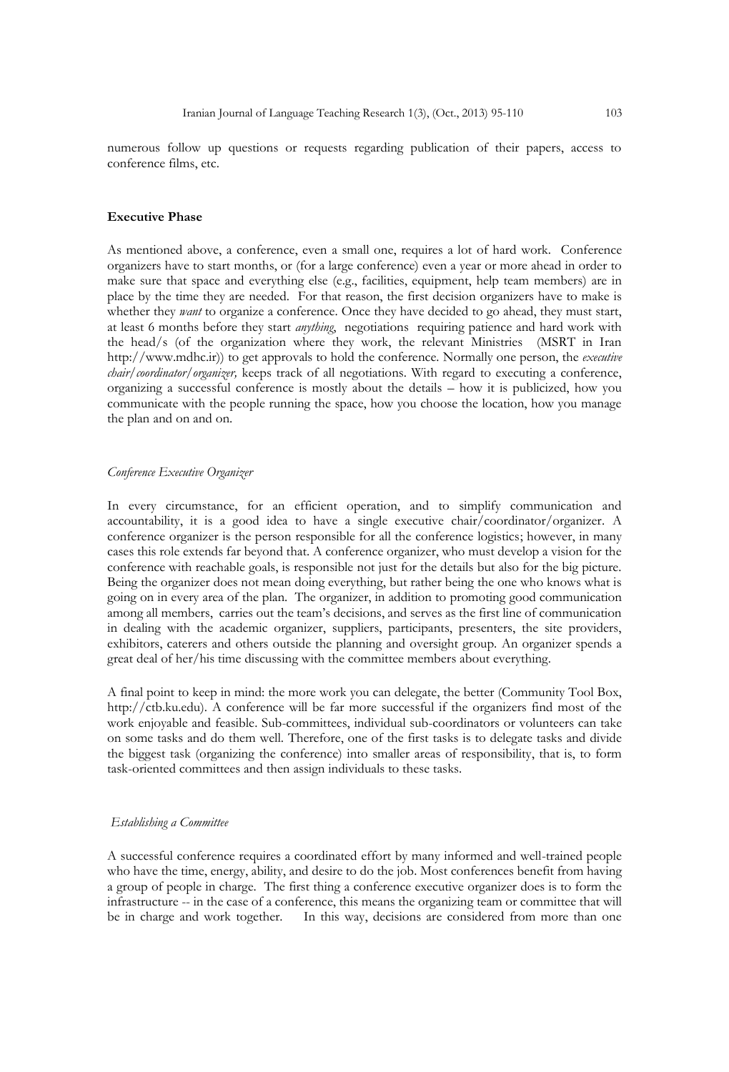numerous follow up questions or requests regarding publication of their papers, access to conference films, etc.

## Executive Phase

As mentioned above, a conference, even a small one, requires a lot of hard work. Conference organizers have to start months, or (for a large conference) even a year or more ahead in order to make sure that space and everything else (e.g., facilities, equipment, help team members) are in place by the time they are needed. For that reason, the first decision organizers have to make is whether they *want* to organize a conference. Once they have decided to go ahead, they must start, at least 6 months before they start *anything*, negotiations requiring patience and hard work with the head/s (of the organization where they work, the relevant Ministries (MSRT in Iran http://www.mdhc.ir)) to get approvals to hold the conference. Normally one person, the *executive chair/coordinator/organizer*, keeps track of all negotiations. With regard to executing a conference, organizing a successful conference is mostly about the details – how it is publicized, how you communicate with the people running the space, how you choose the location, how you manage the plan and on and on.

### *Conference Executive Organizer*

In every circumstance, for an efficient operation, and to simplify communication and accountability, it is a good idea to have a single executive chair/coordinator/organizer. A conference organizer is the person responsible for all the conference logistics; however, in many cases this role extends far beyond that. A conference organizer, who must develop a vision for the conference with reachable goals, is responsible not just for the details but also for the big picture. Being the organizer does not mean doing everything, but rather being the one who knows what is going on in every area of the plan. The organizer, in addition to promoting good communication among all members, carries out the team's decisions, and serves as the first line of communication in dealing with the academic organizer, suppliers, participants, presenters, the site providers, exhibitors, caterers and others outside the planning and oversight group. An organizer spends a great deal of her/his time discussing with the committee members about everything.

A final point to keep in mind: the more work you can delegate, the better (Community Tool Box, http://ctb.ku.edu). A conference will be far more successful if the organizers find most of the work enjoyable and feasible. Sub-committees, individual sub-coordinators or volunteers can take on some tasks and do them well. Therefore, one of the first tasks is to delegate tasks and divide the biggest task (organizing the conference) into smaller areas of responsibility, that is, to form task-oriented committees and then assign individuals to these tasks.

### *Establishing a Committee*

A successful conference requires a coordinated effort by many informed and well-trained people who have the time, energy, ability, and desire to do the job. Most conferences benefit from having a group of people in charge. The first thing a conference executive organizer does is to form the infrastructure -- in the case of a conference, this means the organizing team or committee that will be in charge and work together. In this way, decisions are considered from more than one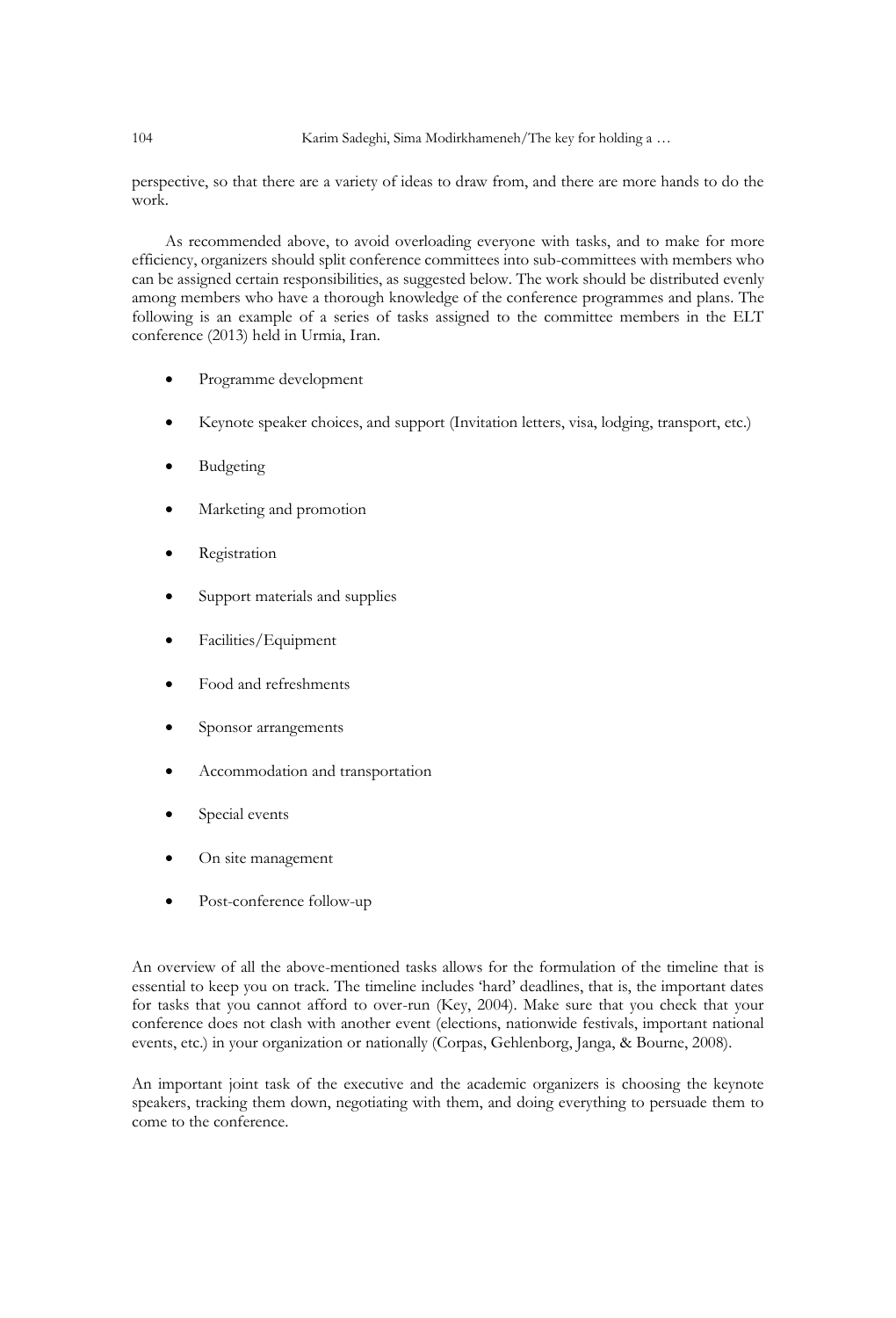perspective, so that there are a variety of ideas to draw from, and there are more hands to do the work.

As recommended above, to avoid overloading everyone with tasks, and to make for more efficiency, organizers should split conference committees into sub-committees with members who can be assigned certain responsibilities, as suggested below. The work should be distributed evenly among members who have a thorough knowledge of the conference programmes and plans. The following is an example of a series of tasks assigned to the committee members in the ELT conference (2013) held in Urmia, Iran.

- Programme development
- Keynote speaker choices, and support (Invitation letters, visa, lodging, transport, etc.)
- Budgeting
- Marketing and promotion
- Registration
- Support materials and supplies
- Facilities/Equipment
- Food and refreshments
- Sponsor arrangements
- Accommodation and transportation
- Special events
- On site management
- Post-conference follow-up

An overview of all the above-mentioned tasks allows for the formulation of the timeline that is essential to keep you on track. The timeline includes 'hard' deadlines, that is, the important dates for tasks that you cannot afford to over-run (Key, 2004). Make sure that you check that your conference does not clash with another event (elections, nationwide festivals, important national events, etc.) in your organization or nationally (Corpas, Gehlenborg, Janga, & Bourne, 2008).

An important joint task of the executive and the academic organizers is choosing the keynote speakers, tracking them down, negotiating with them, and doing everything to persuade them to come to the conference.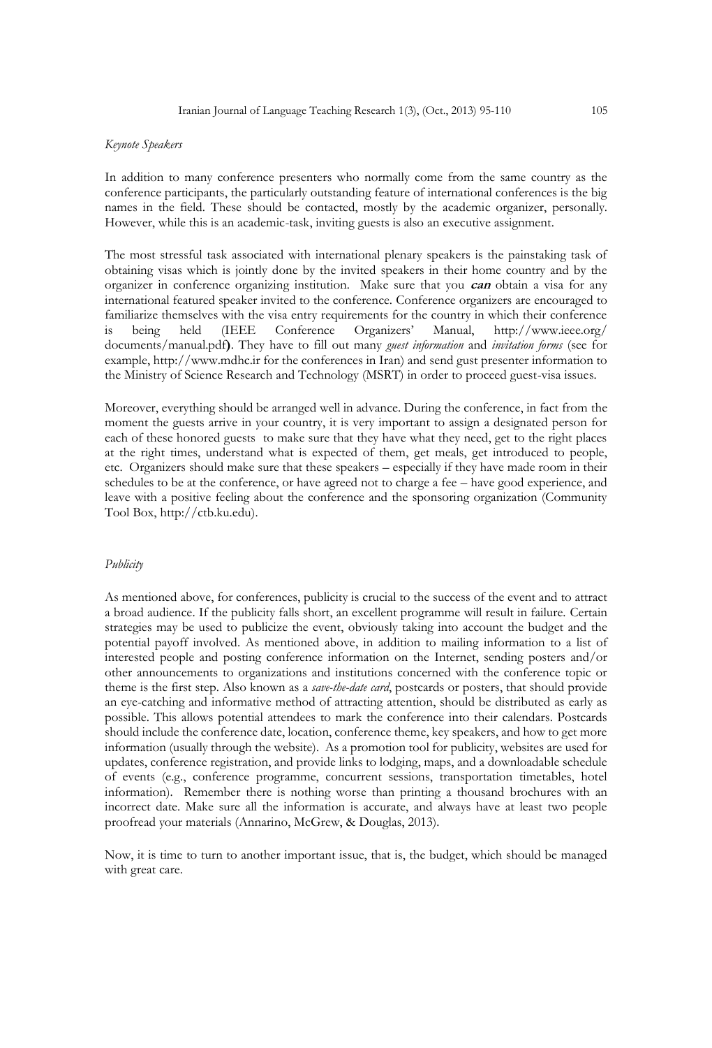*Keynote Speakers*

In addition to many conference presenters who normally come from the same country as the conference participants, the particularly outstanding feature of international conferences is the big names in the field. These should be contacted, mostly by the academic organizer, personally. However, while this is an academic-task, inviting guests is also an executive assignment.

The most stressful task associated with international plenary speakers is the painstaking task of obtaining visas which is jointly done by the invited speakers in their home country and by the organizer in conference organizing institution. Make sure that you ***can*** obtain a visa for any international featured speaker invited to the conference. Conference organizers are encouraged to familiarize themselves with the visa entry requirements for the country in which their conference is being held (IEEE Conference Organizers' Manual, http://www.ieee.org/documents/manual.pdf**)**. They have to fill out many *guest information* and *invitation forms* (see for example, http://www.mdhc.ir for the conferences in Iran) and send gust presenter information to the Ministry of Science Research and Technology (MSRT) in order to proceed guest-visa issues.

Moreover, everything should be arranged well in advance. During the conference, in fact from the moment the guests arrive in your country, it is very important to assign a designated person for each of these honored guests to make sure that they have what they need, get to the right places at the right times, understand what is expected of them, get meals, get introduced to people, etc. Organizers should make sure that these speakers – especially if they have made room in their schedules to be at the conference, or have agreed not to charge a fee – have good experience, and leave with a positive feeling about the conference and the sponsoring organization (Community Tool Box, http://ctb.ku.edu).

*Publicity*

As mentioned above, for conferences, publicity is crucial to the success of the event and to attract a broad audience. If the publicity falls short, an excellent programme will result in failure. Certain strategies may be used to publicize the event, obviously taking into account the budget and the potential payoff involved. As mentioned above, in addition to mailing information to a list of interested people and posting conference information on the Internet, sending posters and/or other announcements to organizations and institutions concerned with the conference topic or theme is the first step. Also known as a *save-the-date card*, postcards or posters, that should provide an eye-catching and informative method of attracting attention, should be distributed as early as possible. This allows potential attendees to mark the conference into their calendars. Postcards should include the conference date, location, conference theme, key speakers, and how to get more information (usually through the website). As a promotion tool for publicity, websites are used for updates, conference registration, and provide links to lodging, maps, and a downloadable schedule of events (e.g., conference programme, concurrent sessions, transportation timetables, hotel information). Remember there is nothing worse than printing a thousand brochures with an incorrect date. Make sure all the information is accurate, and always have at least two people proofread your materials (Annarino, McGrew, & Douglas, 2013).

Now, it is time to turn to another important issue, that is, the budget, which should be managed with great care.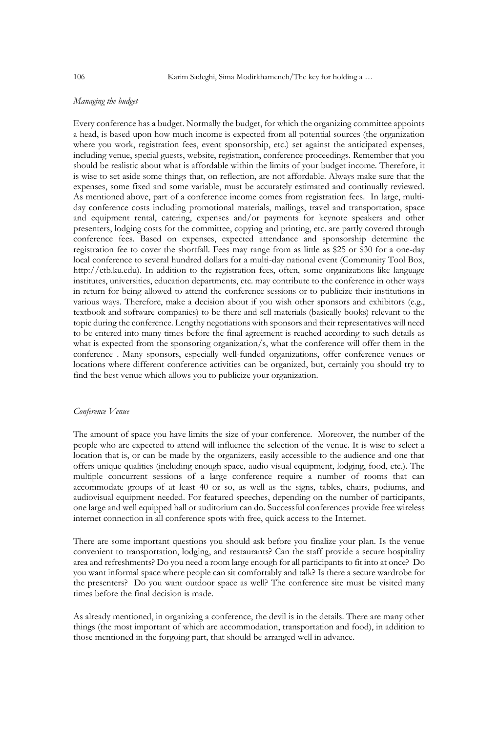*Managing the budget*

Every conference has a budget. Normally the budget, for which the organizing committee appoints a head, is based upon how much income is expected from all potential sources (the organization where you work, registration fees, event sponsorship, etc.) set against the anticipated expenses, including venue, special guests, website, registration, conference proceedings. Remember that you should be realistic about what is affordable within the limits of your budget income. Therefore, it is wise to set aside some things that, on reflection, are not affordable. Always make sure that the expenses, some fixed and some variable, must be accurately estimated and continually reviewed. As mentioned above, part of a conference income comes from registration fees. In large, multi-day conference costs including promotional materials, mailings, travel and transportation, space and equipment rental, catering, expenses and/or payments for keynote speakers and other presenters, lodging costs for the committee, copying and printing, etc. are partly covered through conference fees. Based on expenses, expected attendance and sponsorship determine the registration fee to cover the shortfall. Fees may range from as little as $25 or $30 for a one-day local conference to several hundred dollars for a multi-day national event (Community Tool Box, http://ctb.ku.edu). In addition to the registration fees, often, some organizations like language institutes, universities, education departments, etc. may contribute to the conference in other ways in return for being allowed to attend the conference sessions or to publicize their institutions in various ways. Therefore, make a decision about if you wish other sponsors and exhibitors (e.g., textbook and software companies) to be there and sell materials (basically books) relevant to the topic during the conference. Lengthy negotiations with sponsors and their representatives will need to be entered into many times before the final agreement is reached according to such details as what is expected from the sponsoring organization/s, what the conference will offer them in the conference . Many sponsors, especially well-funded organizations, offer conference venues or locations where different conference activities can be organized, but, certainly you should try to find the best venue which allows you to publicize your organization.

*Conference Venue*

The amount of space you have limits the size of your conference. Moreover, the number of the people who are expected to attend will influence the selection of the venue. It is wise to select a location that is, or can be made by the organizers, easily accessible to the audience and one that offers unique qualities (including enough space, audio visual equipment, lodging, food, etc.). The multiple concurrent sessions of a large conference require a number of rooms that can accommodate groups of at least 40 or so, as well as the signs, tables, chairs, podiums, and audiovisual equipment needed. For featured speeches, depending on the number of participants, one large and well equipped hall or auditorium can do. Successful conferences provide free wireless internet connection in all conference spots with free, quick access to the Internet.

There are some important questions you should ask before you finalize your plan. Is the venue convenient to transportation, lodging, and restaurants? Can the staff provide a secure hospitality area and refreshments? Do you need a room large enough for all participants to fit into at once? Do you want informal space where people can sit comfortably and talk? Is there a secure wardrobe for the presenters? Do you want outdoor space as well? The conference site must be visited many times before the final decision is made.

As already mentioned, in organizing a conference, the devil is in the details. There are many other things (the most important of which are accommodation, transportation and food), in addition to those mentioned in the forgoing part, that should be arranged well in advance.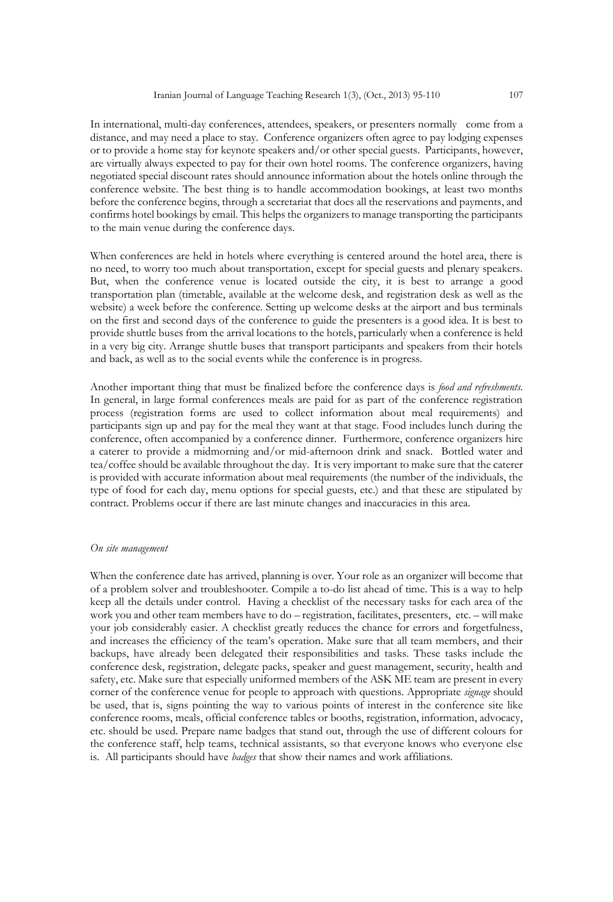In international, multi-day conferences, attendees, speakers, or presenters normally come from a distance, and may need a place to stay. Conference organizers often agree to pay lodging expenses or to provide a home stay for keynote speakers and/or other special guests. Participants, however, are virtually always expected to pay for their own hotel rooms. The conference organizers, having negotiated special discount rates should announce information about the hotels online through the conference website. The best thing is to handle accommodation bookings, at least two months before the conference begins, through a secretariat that does all the reservations and payments, and confirms hotel bookings by email. This helps the organizers to manage transporting the participants to the main venue during the conference days.

When conferences are held in hotels where everything is centered around the hotel area, there is no need, to worry too much about transportation, except for special guests and plenary speakers. But, when the conference venue is located outside the city, it is best to arrange a good transportation plan (timetable, available at the welcome desk, and registration desk as well as the website) a week before the conference. Setting up welcome desks at the airport and bus terminals on the first and second days of the conference to guide the presenters is a good idea. It is best to provide shuttle buses from the arrival locations to the hotels, particularly when a conference is held in a very big city. Arrange shuttle buses that transport participants and speakers from their hotels and back, as well as to the social events while the conference is in progress.

Another important thing that must be finalized before the conference days is *food and refreshments*. In general, in large formal conferences meals are paid for as part of the conference registration process (registration forms are used to collect information about meal requirements) and participants sign up and pay for the meal they want at that stage. Food includes lunch during the conference, often accompanied by a conference dinner. Furthermore, conference organizers hire a caterer to provide a midmorning and/or mid-afternoon drink and snack. Bottled water and tea/coffee should be available throughout the day. It is very important to make sure that the caterer is provided with accurate information about meal requirements (the number of the individuals, the type of food for each day, menu options for special guests, etc.) and that these are stipulated by contract. Problems occur if there are last minute changes and inaccuracies in this area.

*On site management*

When the conference date has arrived, planning is over. Your role as an organizer will become that of a problem solver and troubleshooter. Compile a to-do list ahead of time. This is a way to help keep all the details under control. Having a checklist of the necessary tasks for each area of the work you and other team members have to do – registration, facilitates, presenters, etc. – will make your job considerably easier. A checklist greatly reduces the chance for errors and forgetfulness, and increases the efficiency of the team's operation. Make sure that all team members, and their backups, have already been delegated their responsibilities and tasks. These tasks include the conference desk, registration, delegate packs, speaker and guest management, security, health and safety, etc. Make sure that especially uniformed members of the ASK ME team are present in every corner of the conference venue for people to approach with questions. Appropriate *signage* should be used, that is, signs pointing the way to various points of interest in the conference site like conference rooms, meals, official conference tables or booths, registration, information, advocacy, etc. should be used. Prepare name badges that stand out, through the use of different colours for the conference staff, help teams, technical assistants, so that everyone knows who everyone else is. All participants should have *badges* that show their names and work affiliations.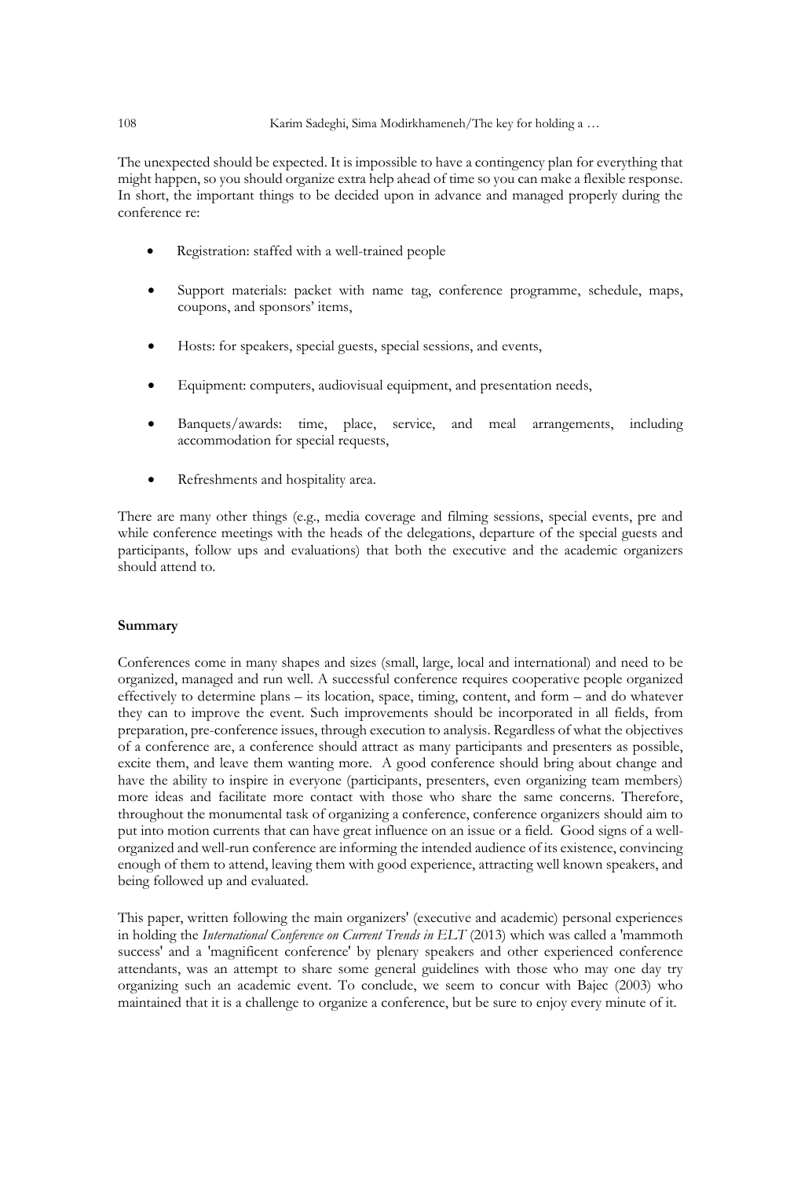The unexpected should be expected. It is impossible to have a contingency plan for everything that might happen, so you should organize extra help ahead of time so you can make a flexible response. In short, the important things to be decided upon in advance and managed properly during the conference re:

- Registration: staffed with a well-trained people
- Support materials: packet with name tag, conference programme, schedule, maps, coupons, and sponsors' items,
- Hosts: for speakers, special guests, special sessions, and events,
- Equipment: computers, audiovisual equipment, and presentation needs,
- Banquets/awards: time, place, service, and meal arrangements, including accommodation for special requests,
- Refreshments and hospitality area.

There are many other things (e.g., media coverage and filming sessions, special events, pre and while conference meetings with the heads of the delegations, departure of the special guests and participants, follow ups and evaluations) that both the executive and the academic organizers should attend to.

**Summary**

Conferences come in many shapes and sizes (small, large, local and international) and need to be organized, managed and run well. A successful conference requires cooperative people organized effectively to determine plans – its location, space, timing, content, and form – and do whatever they can to improve the event. Such improvements should be incorporated in all fields, from preparation, pre-conference issues, through execution to analysis. Regardless of what the objectives of a conference are, a conference should attract as many participants and presenters as possible, excite them, and leave them wanting more. A good conference should bring about change and have the ability to inspire in everyone (participants, presenters, even organizing team members) more ideas and facilitate more contact with those who share the same concerns. Therefore, throughout the monumental task of organizing a conference, conference organizers should aim to put into motion currents that can have great influence on an issue or a field. Good signs of a well-organized and well-run conference are informing the intended audience of its existence, convincing enough of them to attend, leaving them with good experience, attracting well known speakers, and being followed up and evaluated.

This paper, written following the main organizers' (executive and academic) personal experiences in holding the *International Conference on Current Trends in ELT* (2013) which was called a 'mammoth success' and a 'magnificent conference' by plenary speakers and other experienced conference attendants, was an attempt to share some general guidelines with those who may one day try organizing such an academic event. To conclude, we seem to concur with Bajec (2003) who maintained that it is a challenge to organize a conference, but be sure to enjoy every minute of it.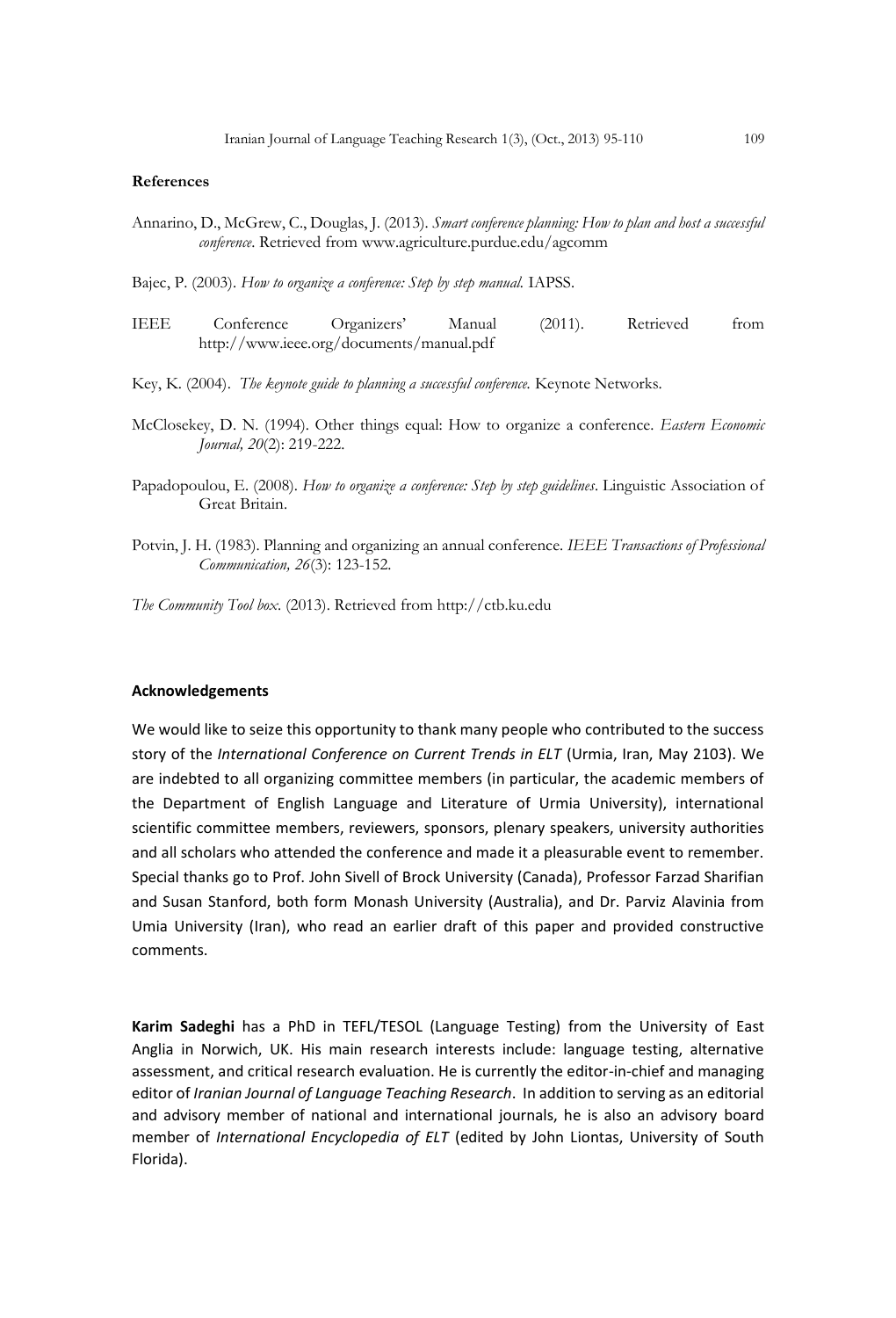## References

Annarino, D., McGrew, C., Douglas, J. (2013). *Smart conference planning: How to plan and host a successful conference*. Retrieved from www.agriculture.purdue.edu/agcomm

Bajec, P. (2003). *How to organize a conference: Step by step manual.* IAPSS.

IEEE Conference Organizers' Manual (2011). Retrieved from http://www.ieee.org/documents/manual.pdf

Key, K. (2004). *The keynote guide to planning a successful conference.* Keynote Networks.

McClosekey, D. N. (1994). Other things equal: How to organize a conference. *Eastern Economic Journal, 20*(2): 219-222.

Papadopoulou, E. (2008). *How to organize a conference: Step by step guidelines*. Linguistic Association of Great Britain.

Potvin, J. H. (1983). Planning and organizing an annual conference. *IEEE Transactions of Professional Communication, 26*(3): 123-152.

*The Community Tool box.* (2013). Retrieved from http://ctb.ku.edu

## Acknowledgements

We would like to seize this opportunity to thank many people who contributed to the success story of the *International Conference on Current Trends in ELT* (Urmia, Iran, May 2103). We are indebted to all organizing committee members (in particular, the academic members of the Department of English Language and Literature of Urmia University), international scientific committee members, reviewers, sponsors, plenary speakers, university authorities and all scholars who attended the conference and made it a pleasurable event to remember. Special thanks go to Prof. John Sivell of Brock University (Canada), Professor Farzad Sharifian and Susan Stanford, both form Monash University (Australia), and Dr. Parviz Alavinia from Umia University (Iran), who read an earlier draft of this paper and provided constructive comments.

**Karim Sadeghi** has a PhD in TEFL/TESOL (Language Testing) from the University of East Anglia in Norwich, UK. His main research interests include: language testing, alternative assessment, and critical research evaluation. He is currently the editor-in-chief and managing editor of *Iranian Journal of Language Teaching Research*. In addition to serving as an editorial and advisory member of national and international journals, he is also an advisory board member of *International Encyclopedia of ELT* (edited by John Liontas, University of South Florida).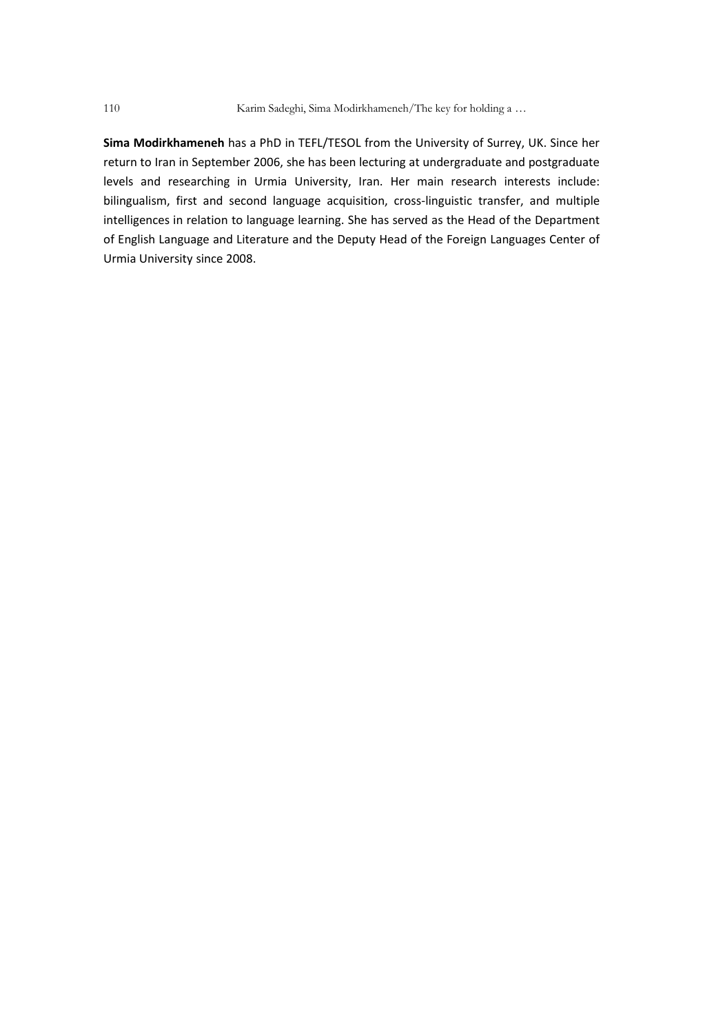**Sima Modirkhameneh** has a PhD in TEFL/TESOL from the University of Surrey, UK. Since her return to Iran in September 2006, she has been lecturing at undergraduate and postgraduate levels and researching in Urmia University, Iran. Her main research interests include: bilingualism, first and second language acquisition, cross-linguistic transfer, and multiple intelligences in relation to language learning. She has served as the Head of the Department of English Language and Literature and the Deputy Head of the Foreign Languages Center of Urmia University since 2008.